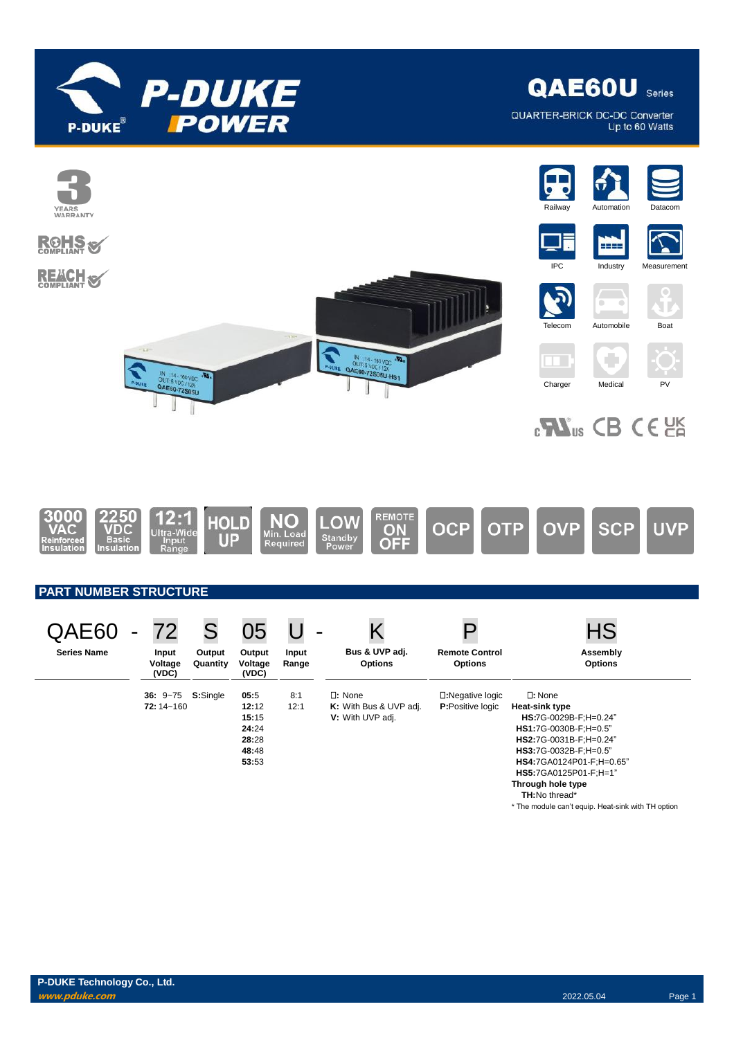# QAE60U Series

QUARTER-BRICK DC-DC Converter
Up to 60 Watts

3 YEARS WARRANTY

RoHS COMPLIANT

REACH COMPLIANT

Railway, Automation, Datacom, IPC, Industry, Measurement, Telecom, Automobile, Boat, Charger, Medical, PV

3000 VAC Reinforced Insulation | 2250 VDC Basic Insulation | 12:1 Ultra-Wide Input Range | HOLD UP | NO Min. Load Required | LOW Standby Power | REMOTE ON OFF | OCP | OTP | OVP | SCP | UVP

## PART NUMBER STRUCTURE

| QAE60 | - | 72 | S | 05 | U | - | K | P | HS |
|---|---|---|---|---|---|---|---|---|---|
| **Series Name** | | **Input Voltage (VDC)** | **Output Quantity** | **Output Voltage (VDC)** | **Input Range** | | **Bus & UVP adj. Options** | **Remote Control Options** | **Assembly Options** |
| | | **36:** 9~75<br>**72:** 14~160 | **S:**Single | **05:**5<br>**12:**12<br>**15:**15<br>**24:**24<br>**28:**28<br>**48:**48<br>**53:**53 | 8:1<br>12:1 | | □: None<br>**K:** With Bus & UVP adj.<br>**V:** With UVP adj. | □:Negative logic<br>**P:**Positive logic | □: None<br>**Heat-sink type**<br>**HS:**7G-0029B-F;H=0.24"<br>**HS1:**7G-0030B-F;H=0.5"<br>**HS2:**7G-0031B-F;H=0.24"<br>**HS3:**7G-0032B-F;H=0.5"<br>**HS4:**7GA0124P01-F;H=0.65"<br>**HS5:**7GA0125P01-F;H=1"<br>**Through hole type**<br>**TH:**No thread* |

* The module can't equip. Heat-sink with TH option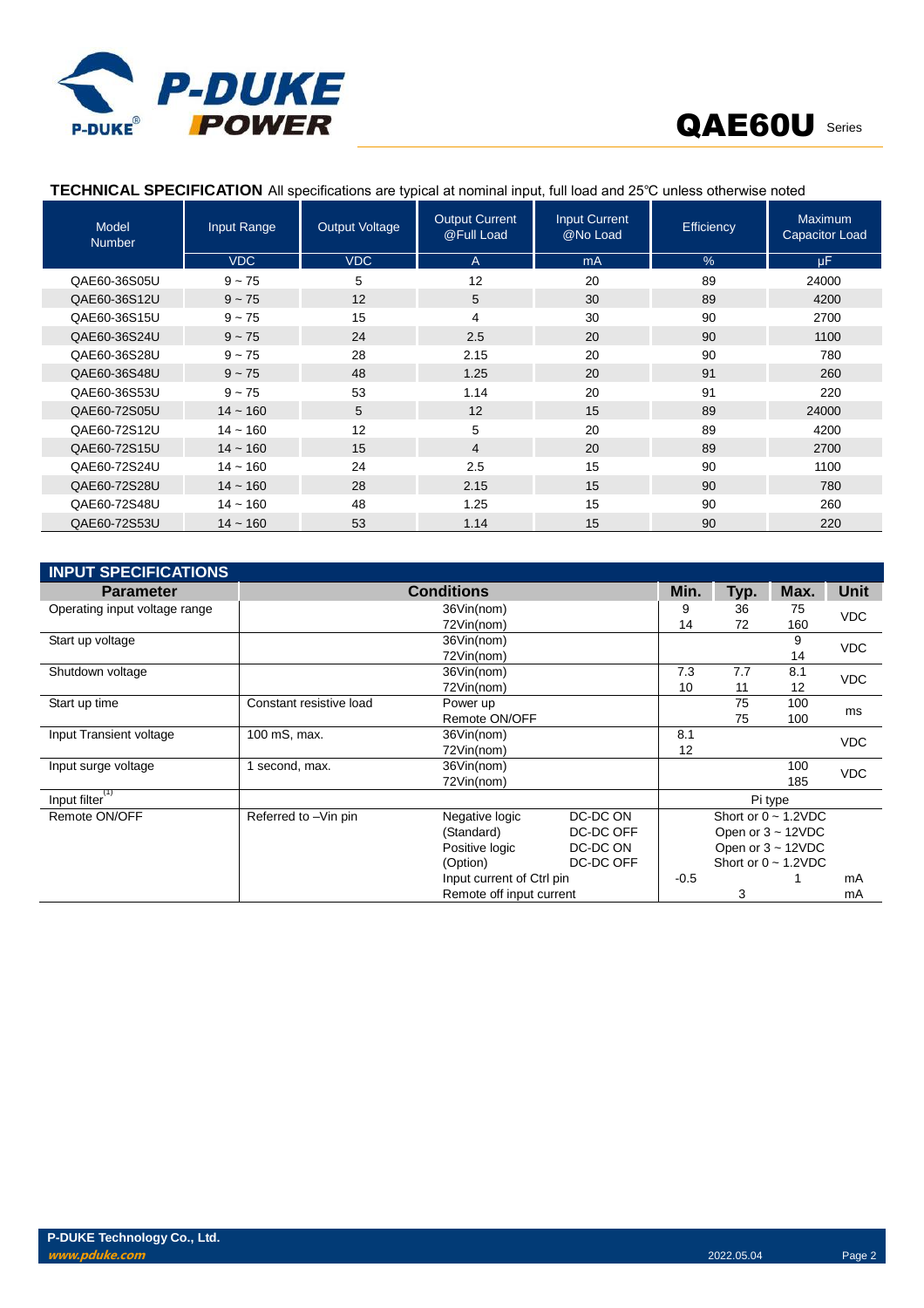## TECHNICAL SPECIFICATION

All specifications are typical at nominal input, full load and 25℃ unless otherwise noted

| Model Number | Input Range | Output Voltage | Output Current @Full Load | Input Current @No Load | Efficiency | Maximum Capacitor Load |
|---|---|---|---|---|---|---|
| | VDC | VDC | A | mA | % | µF |
| QAE60-36S05U | 9 ~ 75 | 5 | 12 | 20 | 89 | 24000 |
| QAE60-36S12U | 9 ~ 75 | 12 | 5 | 30 | 89 | 4200 |
| QAE60-36S15U | 9 ~ 75 | 15 | 4 | 30 | 90 | 2700 |
| QAE60-36S24U | 9 ~ 75 | 24 | 2.5 | 20 | 90 | 1100 |
| QAE60-36S28U | 9 ~ 75 | 28 | 2.15 | 20 | 90 | 780 |
| QAE60-36S48U | 9 ~ 75 | 48 | 1.25 | 20 | 91 | 260 |
| QAE60-36S53U | 9 ~ 75 | 53 | 1.14 | 20 | 91 | 220 |
| QAE60-72S05U | 14 ~ 160 | 5 | 12 | 15 | 89 | 24000 |
| QAE60-72S12U | 14 ~ 160 | 12 | 5 | 20 | 89 | 4200 |
| QAE60-72S15U | 14 ~ 160 | 15 | 4 | 20 | 89 | 2700 |
| QAE60-72S24U | 14 ~ 160 | 24 | 2.5 | 15 | 90 | 1100 |
| QAE60-72S28U | 14 ~ 160 | 28 | 2.15 | 15 | 90 | 780 |
| QAE60-72S48U | 14 ~ 160 | 48 | 1.25 | 15 | 90 | 260 |
| QAE60-72S53U | 14 ~ 160 | 53 | 1.14 | 15 | 90 | 220 |

## INPUT SPECIFICATIONS

| Parameter | Conditions | | | Min. | Typ. | Max. | Unit |
|---|---|---|---|---|---|---|---|
| Operating input voltage range | | 36Vin(nom) | | 9 | 36 | 75 | VDC |
| | | 72Vin(nom) | | 14 | 72 | 160 | |
| Start up voltage | | 36Vin(nom) | | | | 9 | VDC |
| | | 72Vin(nom) | | | | 14 | |
| Shutdown voltage | | 36Vin(nom) | | 7.3 | 7.7 | 8.1 | VDC |
| | | 72Vin(nom) | | 10 | 11 | 12 | |
| Start up time | Constant resistive load | Power up | | | 75 | 100 | ms |
| | | Remote ON/OFF | | | 75 | 100 | |
| Input Transient voltage | 100 mS, max. | 36Vin(nom) | | 8.1 | | | VDC |
| | | 72Vin(nom) | | 12 | | | |
| Input surge voltage | 1 second, max. | 36Vin(nom) | | | | 100 | VDC |
| | | 72Vin(nom) | | | | 185 | |
| Input filter[1] | | | | Pi type | | | |
| Remote ON/OFF | Referred to –Vin pin | Negative logic | DC-DC ON | Short or 0 ~ 1.2VDC | | | |
| | | (Standard) | DC-DC OFF | Open or 3 ~ 12VDC | | | |
| | | Positive logic | DC-DC ON | Open or 3 ~ 12VDC | | | |
| | | (Option) | DC-DC OFF | Short or 0 ~ 1.2VDC | | | |
| | | Input current of Ctrl pin | | -0.5 | | 1 | mA |
| | | Remote off input current | | | 3 | | mA |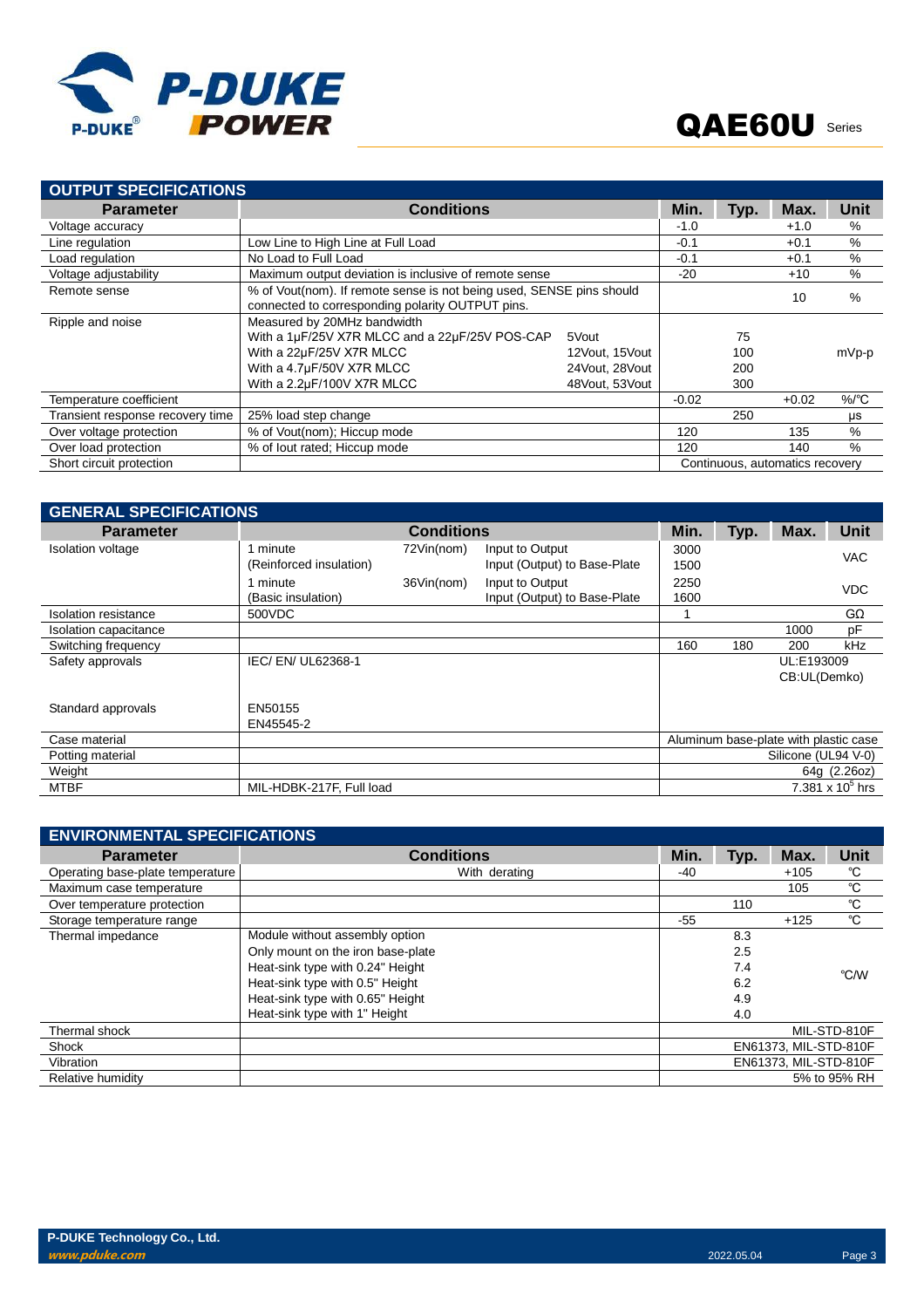## OUTPUT SPECIFICATIONS

| Parameter | Conditions | | Min. | Typ. | Max. | Unit |
|---|---|---|---|---|---|---|
| Voltage accuracy | | | -1.0 | | +1.0 | % |
| Line regulation | Low Line to High Line at Full Load | | -0.1 | | +0.1 | % |
| Load regulation | No Load to Full Load | | -0.1 | | +0.1 | % |
| Voltage adjustability | Maximum output deviation is inclusive of remote sense | | -20 | | +10 | % |
| Remote sense | % of Vout(nom). If remote sense is not being used, SENSE pins should connected to corresponding polarity OUTPUT pins. | | | | 10 | % |
| Ripple and noise | Measured by 20MHz bandwidth | | | | | mVp-p |
| | With a 1μF/25V X7R MLCC and a 22μF/25V POS-CAP | 5Vout | | 75 | | |
| | With a 22μF/25V X7R MLCC | 12Vout, 15Vout | | 100 | | |
| | With a 4.7μF/50V X7R MLCC | 24Vout, 28Vout | | 200 | | |
| | With a 2.2μF/100V X7R MLCC | 48Vout, 53Vout | | 300 | | |
| Temperature coefficient | | | -0.02 | | +0.02 | %/℃ |
| Transient response recovery time | 25% load step change | | | 250 | | μs |
| Over voltage protection | % of Vout(nom); Hiccup mode | | 120 | | 135 | % |
| Over load protection | % of Iout rated; Hiccup mode | | 120 | | 140 | % |
| Short circuit protection | | | Continuous, automatics recovery | | | |

## GENERAL SPECIFICATIONS

| Parameter | Conditions | | | Min. | Typ. | Max. | Unit |
|---|---|---|---|---|---|---|---|
| Isolation voltage | 1 minute (Reinforced insulation) | 72Vin(nom) | Input to Output | 3000 | | | VAC |
| | | | Input (Output) to Base-Plate | 1500 | | | VAC |
| | 1 minute (Basic insulation) | 36Vin(nom) | Input to Output | 2250 | | | VDC |
| | | | Input (Output) to Base-Plate | 1600 | | | VDC |
| Isolation resistance | 500VDC | | | 1 | | | GΩ |
| Isolation capacitance | | | | | | 1000 | pF |
| Switching frequency | | | | 160 | 180 | 200 | kHz |
| Safety approvals | IEC/ EN/ UL62368-1 | | | UL:E193009 CB:UL(Demko) | | | |
| Standard approvals | EN50155 EN45545-2 | | | | | | |
| Case material | | | | Aluminum base-plate with plastic case | | | |
| Potting material | | | | Silicone (UL94 V-0) | | | |
| Weight | | | | 64g (2.26oz) | | | |
| MTBF | MIL-HDBK-217F, Full load | | | $7.381 \times 10^5$ hrs | | | |

## ENVIRONMENTAL SPECIFICATIONS

| Parameter | Conditions | Min. | Typ. | Max. | Unit |
|---|---|---|---|---|---|
| Operating base-plate temperature | With derating | -40 | | +105 | ℃ |
| Maximum case temperature | | | | 105 | ℃ |
| Over temperature protection | | | 110 | | ℃ |
| Storage temperature range | | -55 | | +125 | ℃ |
| Thermal impedance | Module without assembly option | | 8.3 | | ℃/W |
| | Only mount on the iron base-plate | | 2.5 | | ℃/W |
| | Heat-sink type with 0.24" Height | | 7.4 | | ℃/W |
| | Heat-sink type with 0.5" Height | | 6.2 | | ℃/W |
| | Heat-sink type with 0.65" Height | | 4.9 | | ℃/W |
| | Heat-sink type with 1" Height | | 4.0 | | ℃/W |
| Thermal shock | | MIL-STD-810F | | | |
| Shock | | EN61373, MIL-STD-810F | | | |
| Vibration | | EN61373, MIL-STD-810F | | | |
| Relative humidity | | 5% to 95% RH | | | |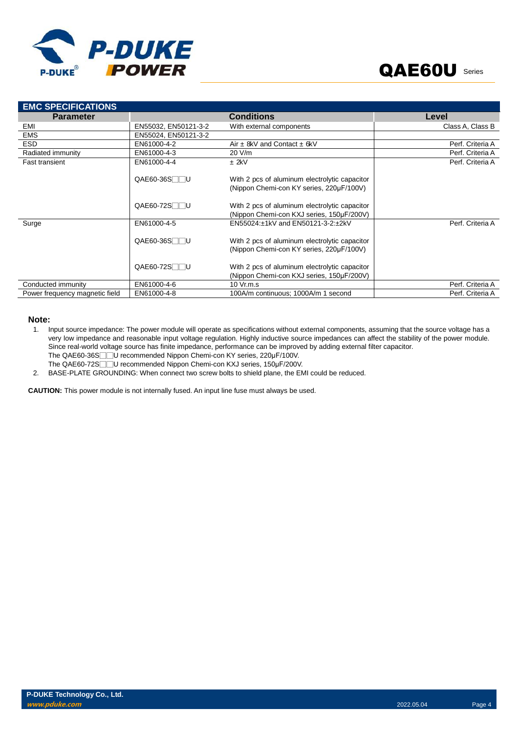## EMC SPECIFICATIONS

| Parameter | | Conditions | Level |
|---|---|---|---|
| EMI | EN55032, EN50121-3-2 | With external components | Class A, Class B |
| EMS | EN55024, EN50121-3-2 | | |
| ESD | EN61000-4-2 | Air ± 8kV and Contact ± 6kV | Perf. Criteria A |
| Radiated immunity | EN61000-4-3 | 20 V/m | Perf. Criteria A |
| Fast transient | EN61000-4-4 | ± 2kV | Perf. Criteria A |
| | QAE60-36S□□U | With 2 pcs of aluminum electrolytic capacitor (Nippon Chemi-con KY series, 220μF/100V) | |
| | QAE60-72S□□U | With 2 pcs of aluminum electrolytic capacitor (Nippon Chemi-con KXJ series, 150μF/200V) | |
| Surge | EN61000-4-5 | EN55024:±1kV and EN50121-3-2:±2kV | Perf. Criteria A |
| | QAE60-36S□□U | With 2 pcs of aluminum electrolytic capacitor (Nippon Chemi-con KY series, 220μF/100V) | |
| | QAE60-72S□□U | With 2 pcs of aluminum electrolytic capacitor (Nippon Chemi-con KXJ series, 150μF/200V) | |
| Conducted immunity | EN61000-4-6 | 10 Vr.m.s | Perf. Criteria A |
| Power frequency magnetic field | EN61000-4-8 | 100A/m continuous; 1000A/m 1 second | Perf. Criteria A |

**Note:**

1. Input source impedance: The power module will operate as specifications without external components, assuming that the source voltage has a very low impedance and reasonable input voltage regulation. Highly inductive source impedances can affect the stability of the power module. Since real-world voltage source has finite impedance, performance can be improved by adding external filter capacitor.
   The QAE60-36S□□U recommended Nippon Chemi-con KY series, 220μF/100V.
   The QAE60-72S□□U recommended Nippon Chemi-con KXJ series, 150μF/200V.
2. BASE-PLATE GROUNDING: When connect two screw bolts to shield plane, the EMI could be reduced.

**CAUTION:** This power module is not internally fused. An input line fuse must always be used.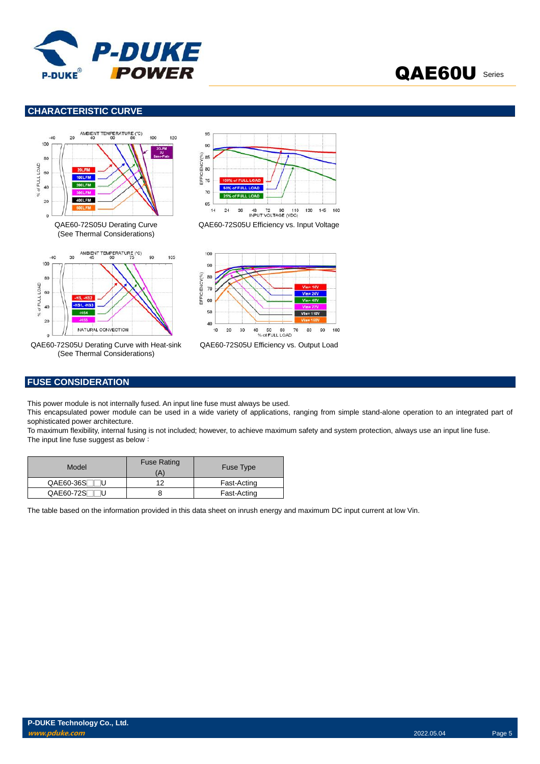## CHARACTERISTIC CURVE

QAE60-72S05U Derating Curve
(See Thermal Considerations)

QAE60-72S05U Efficiency vs. Input Voltage

QAE60-72S05U Derating Curve with Heat-sink
(See Thermal Considerations)

QAE60-72S05U Efficiency vs. Output Load

## FUSE CONSIDERATION

This power module is not internally fused. An input line fuse must always be used.
This encapsulated power module can be used in a wide variety of applications, ranging from simple stand-alone operation to an integrated part of sophisticated power architecture.
To maximum flexibility, internal fusing is not included; however, to achieve maximum safety and system protection, always use an input line fuse.
The input line fuse suggest as below：

| Model | Fuse Rating (A) | Fuse Type |
|---|---|---|
| QAE60-36S□□U | 12 | Fast-Acting |
| QAE60-72S□□U | 8 | Fast-Acting |

The table based on the information provided in this data sheet on inrush energy and maximum DC input current at low Vin.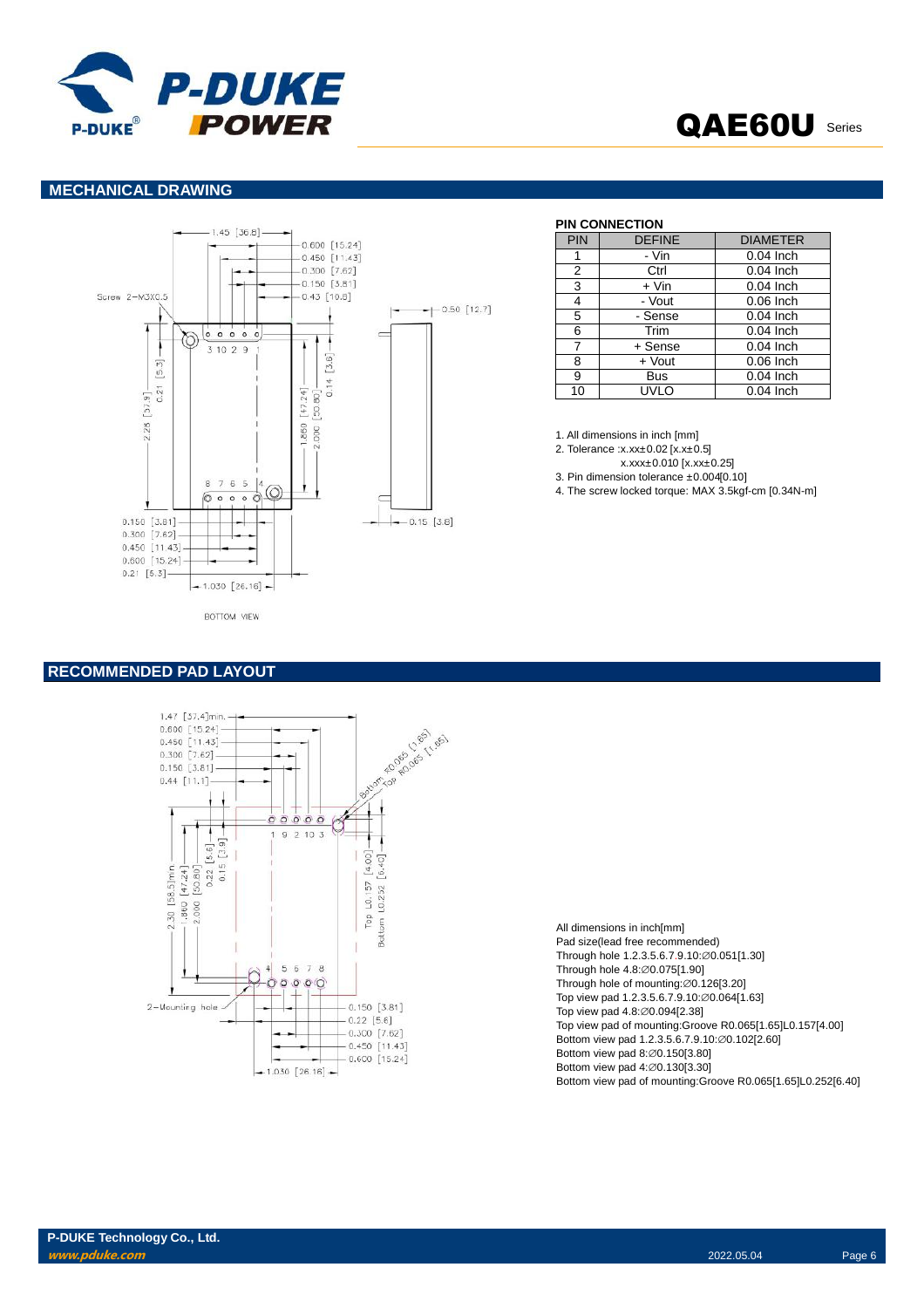## MECHANICAL DRAWING

### PIN CONNECTION

| PIN | DEFINE | DIAMETER |
|---|---|---|
| 1 | - Vin | 0.04 Inch |
| 2 | Ctrl | 0.04 Inch |
| 3 | + Vin | 0.04 Inch |
| 4 | - Vout | 0.06 Inch |
| 5 | - Sense | 0.04 Inch |
| 6 | Trim | 0.04 Inch |
| 7 | + Sense | 0.04 Inch |
| 8 | + Vout | 0.06 Inch |
| 9 | Bus | 0.04 Inch |
| 10 | UVLO | 0.04 Inch |

1. All dimensions in inch [mm]
2. Tolerance :x.xx±0.02 [x.x±0.5]
   x.xxx±0.010 [x.xx±0.25]
3. Pin dimension tolerance ±0.004[0.10]
4. The screw locked torque: MAX 3.5kgf-cm [0.34N-m]

## RECOMMENDED PAD LAYOUT

All dimensions in inch[mm]
Pad size(lead free recommended)
Through hole 1.2.3.5.6.7.9.10:∅0.051[1.30]
Through hole 4.8:∅0.075[1.90]
Through hole of mounting:∅0.126[3.20]
Top view pad 1.2.3.5.6.7.9.10:∅0.064[1.63]
Top view pad 4.8:∅0.094[2.38]
Top view pad of mounting:Groove R0.065[1.65]L0.157[4.00]
Bottom view pad 1.2.3.5.6.7.9.10:∅0.102[2.60]
Bottom view pad 8:∅0.150[3.80]
Bottom view pad 4:∅0.130[3.30]
Bottom view pad of mounting:Groove R0.065[1.65]L0.252[6.40]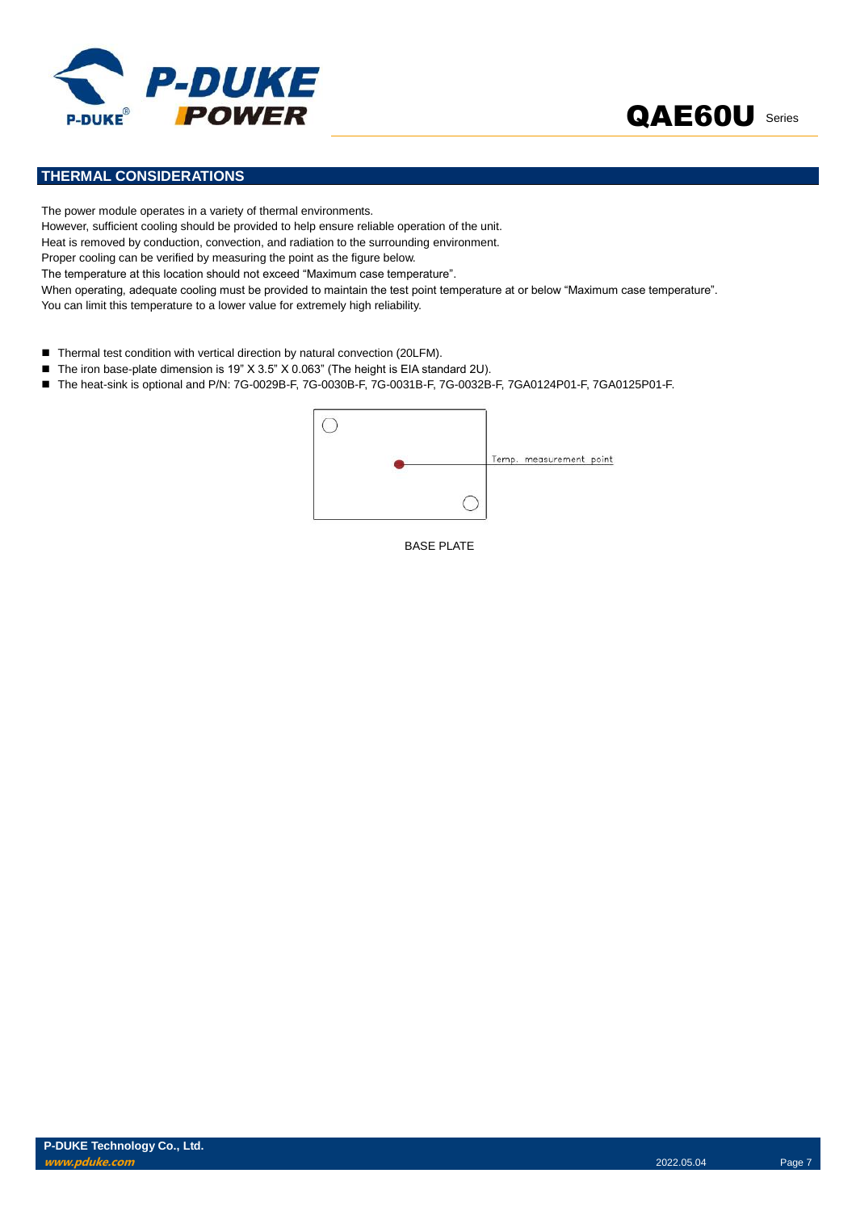## THERMAL CONSIDERATIONS

The power module operates in a variety of thermal environments.
However, sufficient cooling should be provided to help ensure reliable operation of the unit.
Heat is removed by conduction, convection, and radiation to the surrounding environment.
Proper cooling can be verified by measuring the point as the figure below.
The temperature at this location should not exceed "Maximum case temperature".
When operating, adequate cooling must be provided to maintain the test point temperature at or below "Maximum case temperature".
You can limit this temperature to a lower value for extremely high reliability.

- Thermal test condition with vertical direction by natural convection (20LFM).
- The iron base-plate dimension is 19" X 3.5" X 0.063" (The height is EIA standard 2U).
- The heat-sink is optional and P/N: 7G-0029B-F, 7G-0030B-F, 7G-0031B-F, 7G-0032B-F, 7GA0124P01-F, 7GA0125P01-F.

Temp. measurement point

BASE PLATE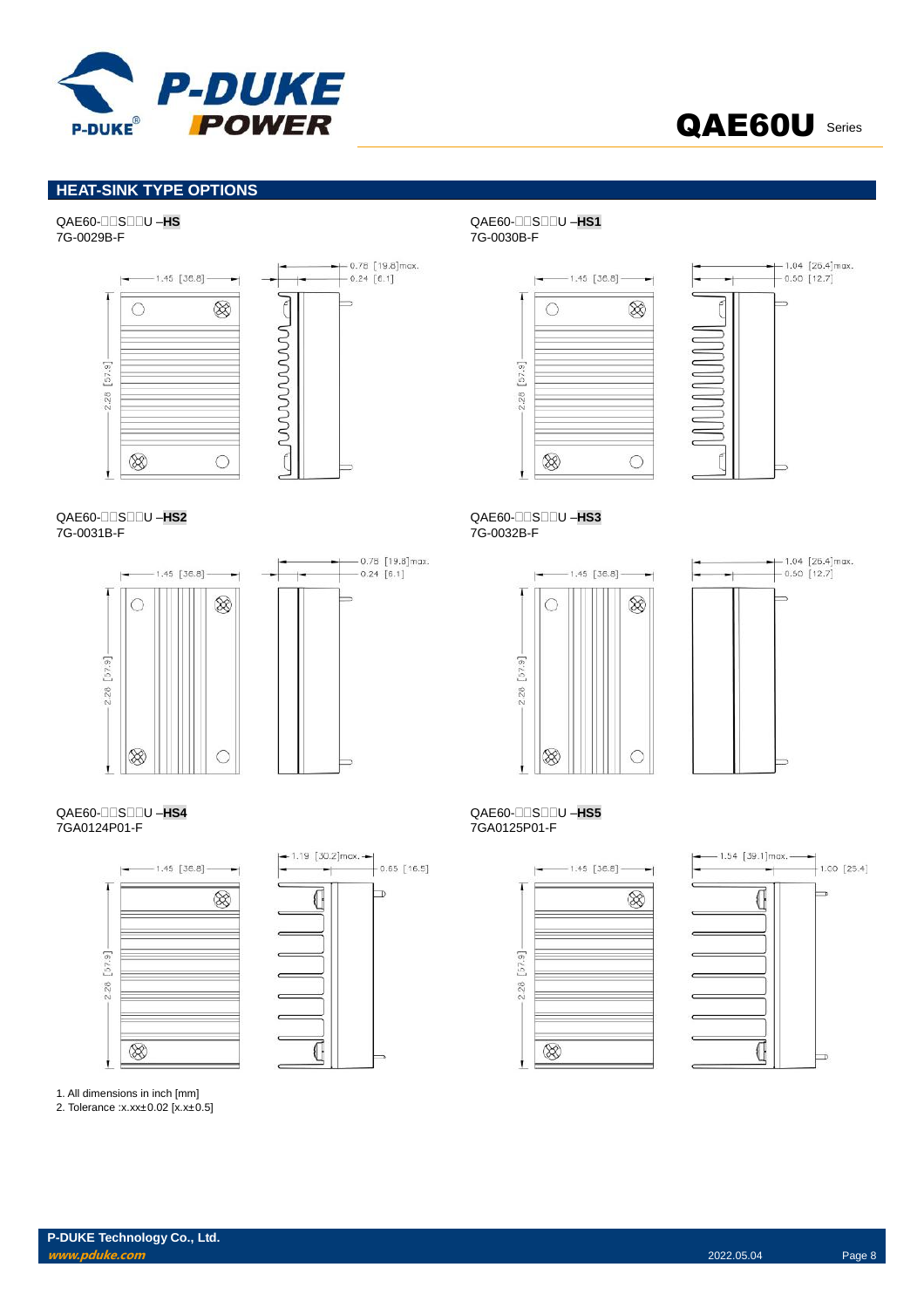## HEAT-SINK TYPE OPTIONS

QAE60-□□S□□U –**HS**
7G-0029B-F

1.45 [36.8]
2.28 [57.9]
0.78 [19.8]max.
0.24 [6.1]

QAE60-□□S□□U –**HS1**
7G-0030B-F

1.45 [36.8]
2.28 [57.9]
1.04 [26.4]max.
0.50 [12.7]

QAE60-□□S□□U –**HS2**
7G-0031B-F

1.45 [36.8]
2.28 [57.9]
0.78 [19.8]max.
0.24 [6.1]

QAE60-□□S□□U –**HS3**
7G-0032B-F

1.45 [36.8]
2.28 [57.9]
1.04 [26.4]max.
0.50 [12.7]

QAE60-□□S□□U –**HS4**
7GA0124P01-F

1.45 [36.8]
2.28 [57.9]
1.19 [30.2]max.
0.65 [16.5]

QAE60-□□S□□U –**HS5**
7GA0125P01-F

1.45 [36.8]
2.28 [57.9]
1.54 [39.1]max.
1.00 [25.4]

1. All dimensions in inch [mm]
2. Tolerance :x.xx±0.02 [x.x±0.5]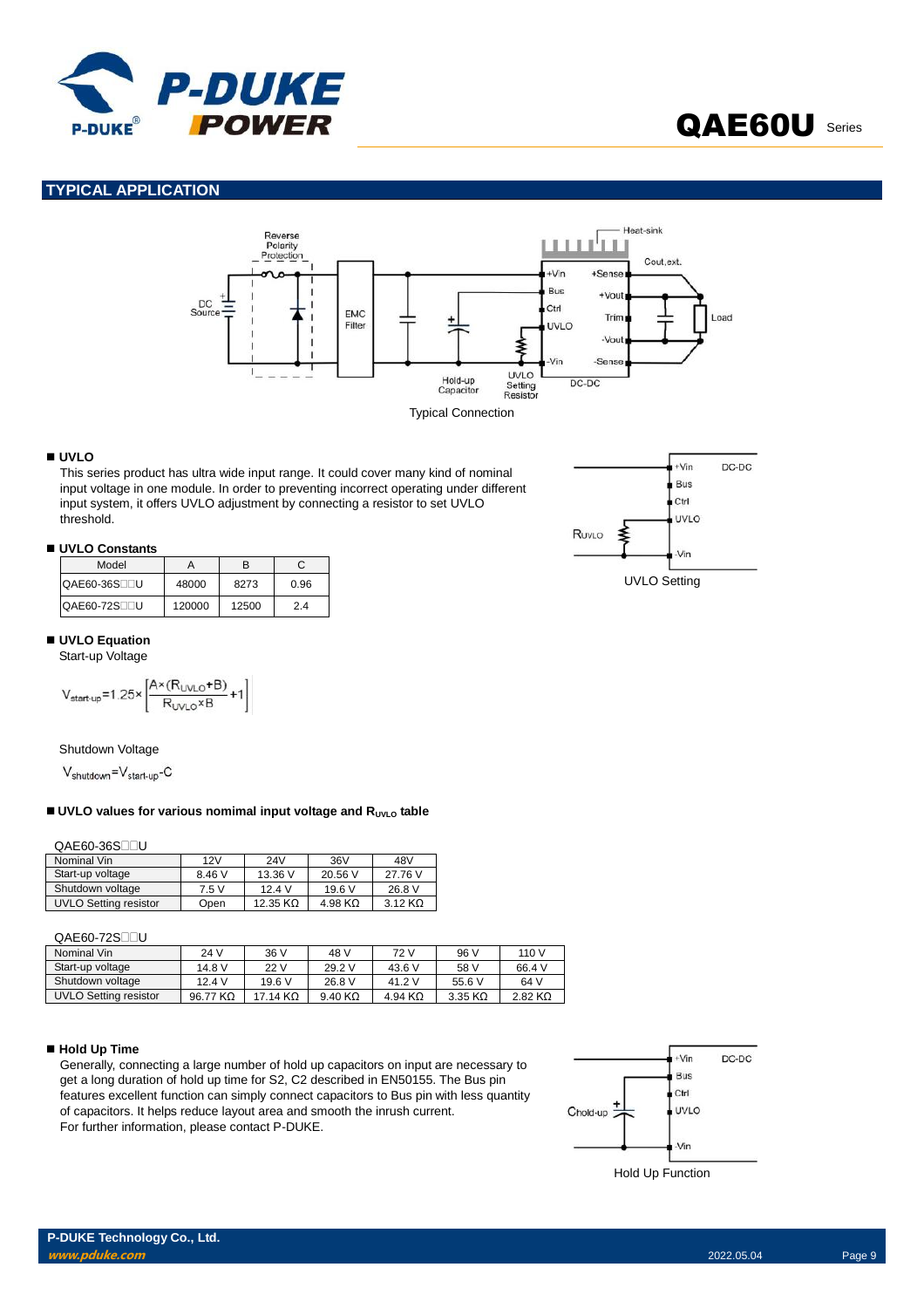## TYPICAL APPLICATION

Typical Connection

### ■ UVLO

This series product has ultra wide input range. It could cover many kind of nominal input voltage in one module. In order to preventing incorrect operating under different input system, it offers UVLO adjustment by connecting a resistor to set UVLO threshold.

UVLO Setting

### ■ UVLO Constants

| Model | A | B | C |
|---|---|---|---|
| QAE60-36S□□U | 48000 | 8273 | 0.96 |
| QAE60-72S□□U | 120000 | 12500 | 2.4 |

### ■ UVLO Equation

Start-up Voltage

$$V_{start\text{-}up}=1.25\times\left[\frac{A\times(R_{UVLO}+B)}{R_{UVLO}\times B}+1\right]$$

Shutdown Voltage

$$V_{shutdown}=V_{start\text{-}up}-C$$

### ■ UVLO values for various nominal input voltage and $R_{UVLO}$ table

QAE60-36S□□U

| Nominal Vin | 12V | 24V | 36V | 48V |
|---|---|---|---|---|
| Start-up voltage | 8.46 V | 13.36 V | 20.56 V | 27.76 V |
| Shutdown voltage | 7.5 V | 12.4 V | 19.6 V | 26.8 V |
| UVLO Setting resistor | Open | 12.35 KΩ | 4.98 KΩ | 3.12 KΩ |

QAE60-72S□□U

| Nominal Vin | 24 V | 36 V | 48 V | 72 V | 96 V | 110 V |
|---|---|---|---|---|---|---|
| Start-up voltage | 14.8 V | 22 V | 29.2 V | 43.6 V | 58 V | 66.4 V |
| Shutdown voltage | 12.4 V | 19.6 V | 26.8 V | 41.2 V | 55.6 V | 64 V |
| UVLO Setting resistor | 96.77 KΩ | 17.14 KΩ | 9.40 KΩ | 4.94 KΩ | 3.35 KΩ | 2.82 KΩ |

### ■ Hold Up Time

Generally, connecting a large number of hold up capacitors on input are necessary to get a long duration of hold up time for S2, C2 described in EN50155. The Bus pin features excellent function can simply connect capacitors to Bus pin with less quantity of capacitors. It helps reduce layout area and smooth the inrush current.
For further information, please contact P-DUKE.

Hold Up Function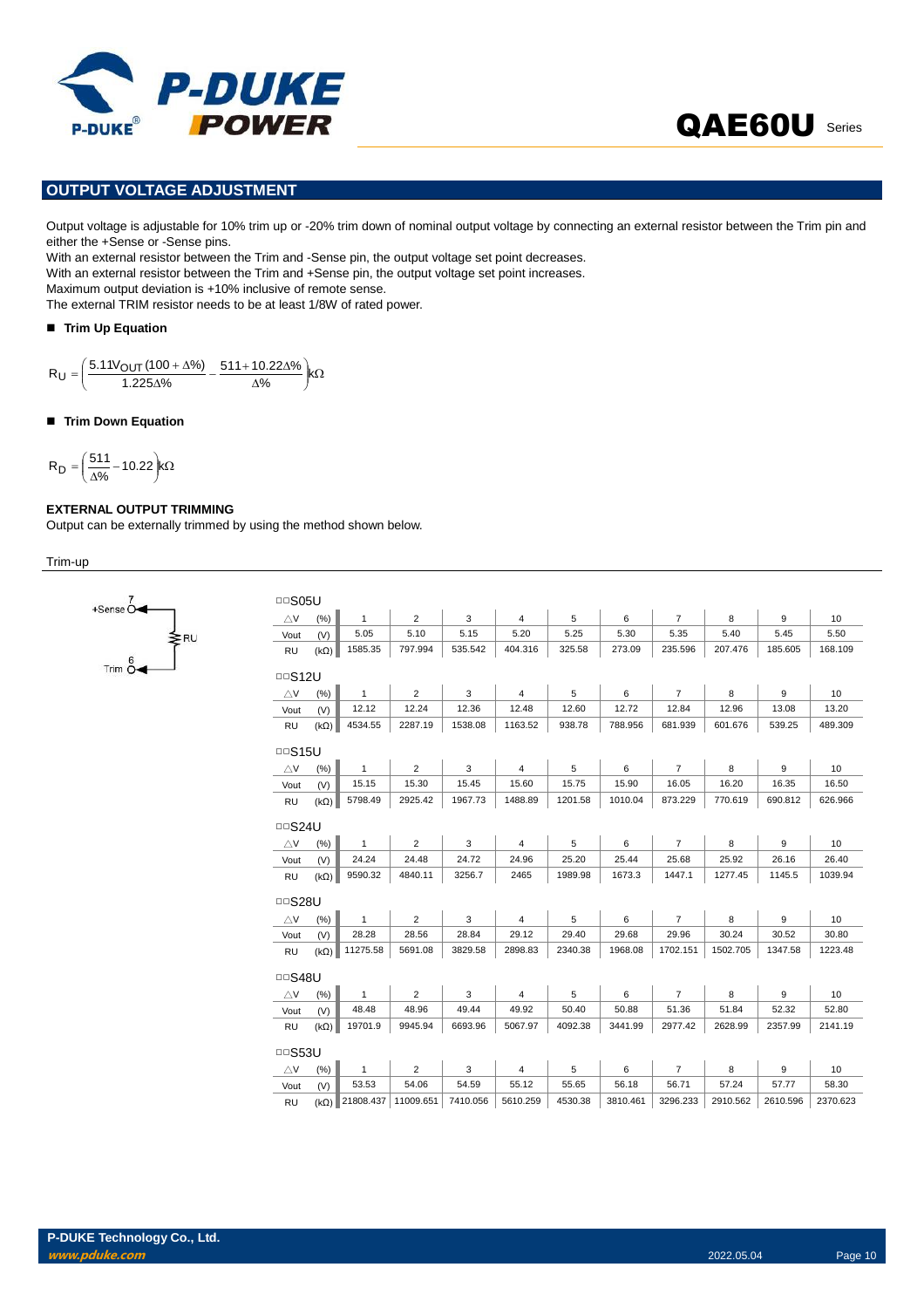## OUTPUT VOLTAGE ADJUSTMENT

Output voltage is adjustable for 10% trim up or -20% trim down of nominal output voltage by connecting an external resistor between the Trim pin and either the +Sense or -Sense pins.
With an external resistor between the Trim and -Sense pin, the output voltage set point decreases.
With an external resistor between the Trim and +Sense pin, the output voltage set point increases.
Maximum output deviation is +10% inclusive of remote sense.
The external TRIM resistor needs to be at least 1/8W of rated power.

■ **Trim Up Equation**

$$R_U = \left( \frac{5.11 V_{OUT}(100 + \Delta\%)}{1.225\Delta\%} - \frac{511 + 10.22\Delta\%}{\Delta\%} \right) k\Omega$$

■ **Trim Down Equation**

$$R_D = \left( \frac{511}{\Delta\%} - 10.22 \right) k\Omega$$

**EXTERNAL OUTPUT TRIMMING**

Output can be externally trimmed by using the method shown below.

Trim-up

+Sense 7 — RU — Trim 6

□□S05U

| △V | (%) | 1 | 2 | 3 | 4 | 5 | 6 | 7 | 8 | 9 | 10 |
|---|---|---|---|---|---|---|---|---|---|---|---|
| Vout | (V) | 5.05 | 5.10 | 5.15 | 5.20 | 5.25 | 5.30 | 5.35 | 5.40 | 5.45 | 5.50 |
| RU | (kΩ) | 1585.35 | 797.994 | 535.542 | 404.316 | 325.58 | 273.09 | 235.596 | 207.476 | 185.605 | 168.109 |

□□S12U

| △V | (%) | 1 | 2 | 3 | 4 | 5 | 6 | 7 | 8 | 9 | 10 |
|---|---|---|---|---|---|---|---|---|---|---|---|
| Vout | (V) | 12.12 | 12.24 | 12.36 | 12.48 | 12.60 | 12.72 | 12.84 | 12.96 | 13.08 | 13.20 |
| RU | (kΩ) | 4534.55 | 2287.19 | 1538.08 | 1163.52 | 938.78 | 788.956 | 681.939 | 601.676 | 539.25 | 489.309 |

□□S15U

| △V | (%) | 1 | 2 | 3 | 4 | 5 | 6 | 7 | 8 | 9 | 10 |
|---|---|---|---|---|---|---|---|---|---|---|---|
| Vout | (V) | 15.15 | 15.30 | 15.45 | 15.60 | 15.75 | 15.90 | 16.05 | 16.20 | 16.35 | 16.50 |
| RU | (kΩ) | 5798.49 | 2925.42 | 1967.73 | 1488.89 | 1201.58 | 1010.04 | 873.229 | 770.619 | 690.812 | 626.966 |

□□S24U

| △V | (%) | 1 | 2 | 3 | 4 | 5 | 6 | 7 | 8 | 9 | 10 |
|---|---|---|---|---|---|---|---|---|---|---|---|
| Vout | (V) | 24.24 | 24.48 | 24.72 | 24.96 | 25.20 | 25.44 | 25.68 | 25.92 | 26.16 | 26.40 |
| RU | (kΩ) | 9590.32 | 4840.11 | 3256.7 | 2465 | 1989.98 | 1673.3 | 1447.1 | 1277.45 | 1145.5 | 1039.94 |

□□S28U

| △V | (%) | 1 | 2 | 3 | 4 | 5 | 6 | 7 | 8 | 9 | 10 |
|---|---|---|---|---|---|---|---|---|---|---|---|
| Vout | (V) | 28.28 | 28.56 | 28.84 | 29.12 | 29.40 | 29.68 | 29.96 | 30.24 | 30.52 | 30.80 |
| RU | (kΩ) | 11275.58 | 5691.08 | 3829.58 | 2898.83 | 2340.38 | 1968.08 | 1702.151 | 1502.705 | 1347.58 | 1223.48 |

□□S48U

| △V | (%) | 1 | 2 | 3 | 4 | 5 | 6 | 7 | 8 | 9 | 10 |
|---|---|---|---|---|---|---|---|---|---|---|---|
| Vout | (V) | 48.48 | 48.96 | 49.44 | 49.92 | 50.40 | 50.88 | 51.36 | 51.84 | 52.32 | 52.80 |
| RU | (kΩ) | 19701.9 | 9945.94 | 6693.96 | 5067.97 | 4092.38 | 3441.99 | 2977.42 | 2628.99 | 2357.99 | 2141.19 |

□□S53U

| △V | (%) | 1 | 2 | 3 | 4 | 5 | 6 | 7 | 8 | 9 | 10 |
|---|---|---|---|---|---|---|---|---|---|---|---|
| Vout | (V) | 53.53 | 54.06 | 54.59 | 55.12 | 55.65 | 56.18 | 56.71 | 57.24 | 57.77 | 58.30 |
| RU | (kΩ) | 21808.437 | 11009.651 | 7410.056 | 5610.259 | 4530.38 | 3810.461 | 3296.233 | 2910.562 | 2610.596 | 2370.623 |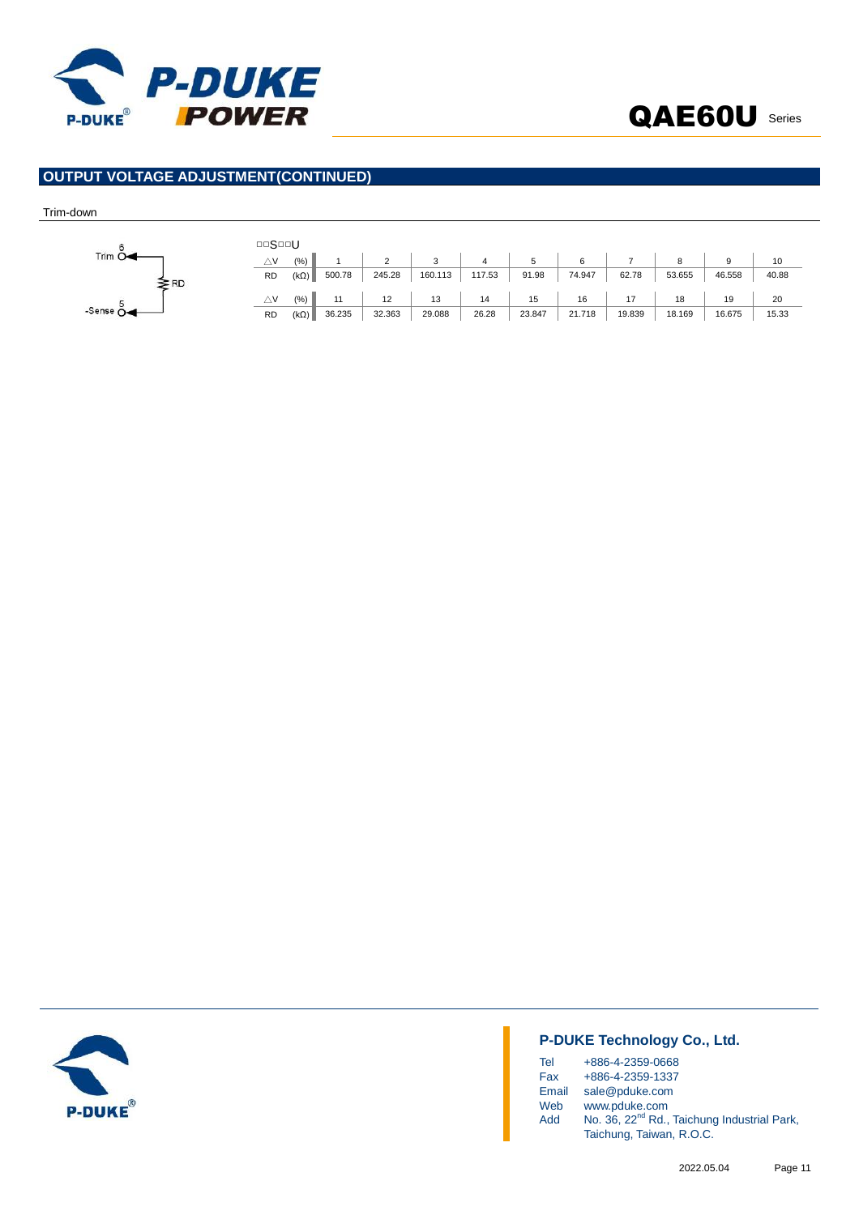## OUTPUT VOLTAGE ADJUSTMENT(CONTINUED)

Trim-down

Trim 6

RD

-Sense 5

□□S□□U

| | | | | | | | | | | | |
|---|---|---|---|---|---|---|---|---|---|---|---|
| △V | (%) | 1 | 2 | 3 | 4 | 5 | 6 | 7 | 8 | 9 | 10 |
| RD | (kΩ) | 500.78 | 245.28 | 160.113 | 117.53 | 91.98 | 74.947 | 62.78 | 53.655 | 46.558 | 40.88 |
| △V | (%) | 11 | 12 | 13 | 14 | 15 | 16 | 17 | 18 | 19 | 20 |
| RD | (kΩ) | 36.235 | 32.363 | 29.088 | 26.28 | 23.847 | 21.718 | 19.839 | 18.169 | 16.675 | 15.33 |

**P-DUKE Technology Co., Ltd.**

Tel +886-4-2359-0668
Fax +886-4-2359-1337
Email sale@pduke.com
Web www.pduke.com
Add No. 36, 22nd Rd., Taichung Industrial Park, Taichung, Taiwan, R.O.C.

2022.05.04